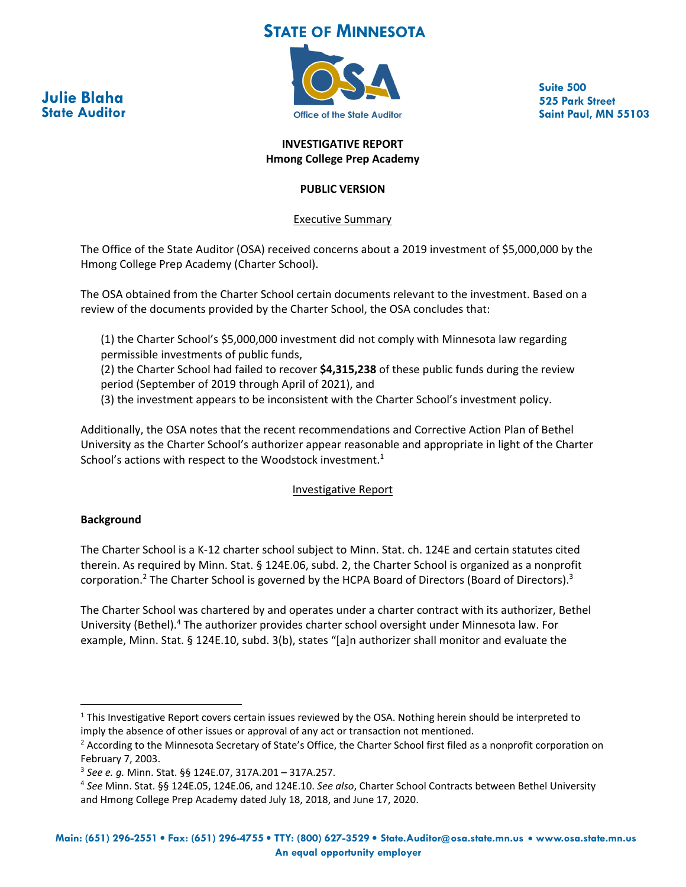# STATE OF MINNESOTA

**Julie Blaha**
**State Auditor**

Office of the State Auditor

**Suite 500**
**525 Park Street**
**Saint Paul, MN 55103**

**INVESTIGATIVE REPORT**
**Hmong College Prep Academy**

**PUBLIC VERSION**

## Executive Summary

The Office of the State Auditor (OSA) received concerns about a 2019 investment of $5,000,000 by the Hmong College Prep Academy (Charter School).

The OSA obtained from the Charter School certain documents relevant to the investment. Based on a review of the documents provided by the Charter School, the OSA concludes that:

(1) the Charter School's $5,000,000 investment did not comply with Minnesota law regarding permissible investments of public funds,
(2) the Charter School had failed to recover **$4,315,238** of these public funds during the review period (September of 2019 through April of 2021), and
(3) the investment appears to be inconsistent with the Charter School's investment policy.

Additionally, the OSA notes that the recent recommendations and Corrective Action Plan of Bethel University as the Charter School's authorizer appear reasonable and appropriate in light of the Charter School's actions with respect to the Woodstock investment.[1]

## Investigative Report

### Background

The Charter School is a K-12 charter school subject to Minn. Stat. ch. 124E and certain statutes cited therein. As required by Minn. Stat. § 124E.06, subd. 2, the Charter School is organized as a nonprofit corporation.[2] The Charter School is governed by the HCPA Board of Directors (Board of Directors).[3]

The Charter School was chartered by and operates under a charter contract with its authorizer, Bethel University (Bethel).[4] The authorizer provides charter school oversight under Minnesota law. For example, Minn. Stat. § 124E.10, subd. 3(b), states "[a]n authorizer shall monitor and evaluate the

---

[1] This Investigative Report covers certain issues reviewed by the OSA. Nothing herein should be interpreted to imply the absence of other issues or approval of any act or transaction not mentioned.

[2] According to the Minnesota Secretary of State's Office, the Charter School first filed as a nonprofit corporation on February 7, 2003.

[3] *See e. g.* Minn. Stat. §§ 124E.07, 317A.201 – 317A.257.

[4] *See* Minn. Stat. §§ 124E.05, 124E.06, and 124E.10. *See also*, Charter School Contracts between Bethel University and Hmong College Prep Academy dated July 18, 2018, and June 17, 2020.

**Main: (651) 296-2551 • Fax: (651) 296-4755 • TTY: (800) 627-3529 • State.Auditor@osa.state.mn.us • www.osa.state.mn.us**
**An equal opportunity employer**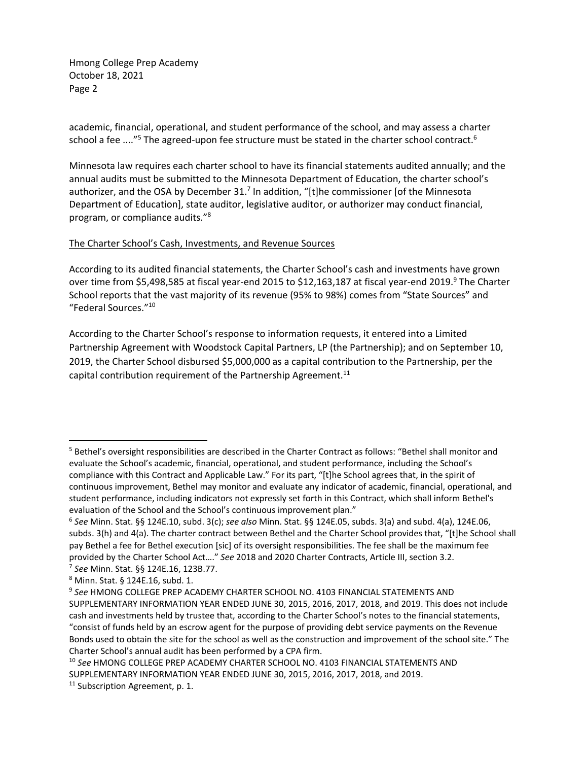academic, financial, operational, and student performance of the school, and may assess a charter school a fee ...."[5] The agreed-upon fee structure must be stated in the charter school contract.[6]

Minnesota law requires each charter school to have its financial statements audited annually; and the annual audits must be submitted to the Minnesota Department of Education, the charter school's authorizer, and the OSA by December 31.[7] In addition, "[t]he commissioner [of the Minnesota Department of Education], state auditor, legislative auditor, or authorizer may conduct financial, program, or compliance audits."[8]

<u>The Charter School's Cash, Investments, and Revenue Sources</u>

According to its audited financial statements, the Charter School's cash and investments have grown over time from $5,498,585 at fiscal year-end 2015 to $12,163,187 at fiscal year-end 2019.[9] The Charter School reports that the vast majority of its revenue (95% to 98%) comes from "State Sources" and "Federal Sources."[10]

According to the Charter School's response to information requests, it entered into a Limited Partnership Agreement with Woodstock Capital Partners, LP (the Partnership); and on September 10, 2019, the Charter School disbursed $5,000,000 as a capital contribution to the Partnership, per the capital contribution requirement of the Partnership Agreement.[11]

---

[5] Bethel's oversight responsibilities are described in the Charter Contract as follows: "Bethel shall monitor and evaluate the School's academic, financial, operational, and student performance, including the School's compliance with this Contract and Applicable Law." For its part, "[t]he School agrees that, in the spirit of continuous improvement, Bethel may monitor and evaluate any indicator of academic, financial, operational, and student performance, including indicators not expressly set forth in this Contract, which shall inform Bethel's evaluation of the School and the School's continuous improvement plan."

[6] *See* Minn. Stat. §§ 124E.10, subd. 3(c); *see also* Minn. Stat. §§ 124E.05, subds. 3(a) and subd. 4(a), 124E.06, subds. 3(h) and 4(a). The charter contract between Bethel and the Charter School provides that, "[t]he School shall pay Bethel a fee for Bethel execution [sic] of its oversight responsibilities. The fee shall be the maximum fee provided by the Charter School Act…." *See* 2018 and 2020 Charter Contracts, Article III, section 3.2.

[7] *See* Minn. Stat. §§ 124E.16, 123B.77.

[8] Minn. Stat. § 124E.16, subd. 1.

[9] *See* HMONG COLLEGE PREP ACADEMY CHARTER SCHOOL NO. 4103 FINANCIAL STATEMENTS AND SUPPLEMENTARY INFORMATION YEAR ENDED JUNE 30, 2015, 2016, 2017, 2018, and 2019. This does not include cash and investments held by trustee that, according to the Charter School's notes to the financial statements, "consist of funds held by an escrow agent for the purpose of providing debt service payments on the Revenue Bonds used to obtain the site for the school as well as the construction and improvement of the school site." The Charter School's annual audit has been performed by a CPA firm.

[10] *See* HMONG COLLEGE PREP ACADEMY CHARTER SCHOOL NO. 4103 FINANCIAL STATEMENTS AND SUPPLEMENTARY INFORMATION YEAR ENDED JUNE 30, 2015, 2016, 2017, 2018, and 2019.

[11] Subscription Agreement, p. 1.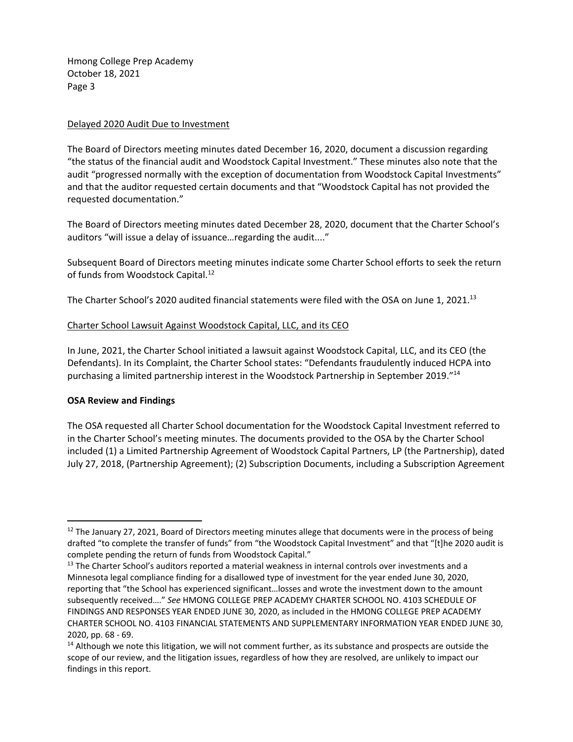Delayed 2020 Audit Due to Investment

The Board of Directors meeting minutes dated December 16, 2020, document a discussion regarding "the status of the financial audit and Woodstock Capital Investment." These minutes also note that the audit "progressed normally with the exception of documentation from Woodstock Capital Investments" and that the auditor requested certain documents and that "Woodstock Capital has not provided the requested documentation."

The Board of Directors meeting minutes dated December 28, 2020, document that the Charter School's auditors "will issue a delay of issuance…regarding the audit...."

Subsequent Board of Directors meeting minutes indicate some Charter School efforts to seek the return of funds from Woodstock Capital.[12]

The Charter School's 2020 audited financial statements were filed with the OSA on June 1, 2021.[13]

Charter School Lawsuit Against Woodstock Capital, LLC, and its CEO

In June, 2021, the Charter School initiated a lawsuit against Woodstock Capital, LLC, and its CEO (the Defendants). In its Complaint, the Charter School states: "Defendants fraudulently induced HCPA into purchasing a limited partnership interest in the Woodstock Partnership in September 2019."[14]

**OSA Review and Findings**

The OSA requested all Charter School documentation for the Woodstock Capital Investment referred to in the Charter School's meeting minutes. The documents provided to the OSA by the Charter School included (1) a Limited Partnership Agreement of Woodstock Capital Partners, LP (the Partnership), dated July 27, 2018, (Partnership Agreement); (2) Subscription Documents, including a Subscription Agreement

---

[12] The January 27, 2021, Board of Directors meeting minutes allege that documents were in the process of being drafted "to complete the transfer of funds" from "the Woodstock Capital Investment" and that "[t]he 2020 audit is complete pending the return of funds from Woodstock Capital."

[13] The Charter School's auditors reported a material weakness in internal controls over investments and a Minnesota legal compliance finding for a disallowed type of investment for the year ended June 30, 2020, reporting that "the School has experienced significant…losses and wrote the investment down to the amount subsequently received…." *See* HMONG COLLEGE PREP ACADEMY CHARTER SCHOOL NO. 4103 SCHEDULE OF FINDINGS AND RESPONSES YEAR ENDED JUNE 30, 2020, as included in the HMONG COLLEGE PREP ACADEMY CHARTER SCHOOL NO. 4103 FINANCIAL STATEMENTS AND SUPPLEMENTARY INFORMATION YEAR ENDED JUNE 30, 2020, pp. 68 - 69.

[14] Although we note this litigation, we will not comment further, as its substance and prospects are outside the scope of our review, and the litigation issues, regardless of how they are resolved, are unlikely to impact our findings in this report.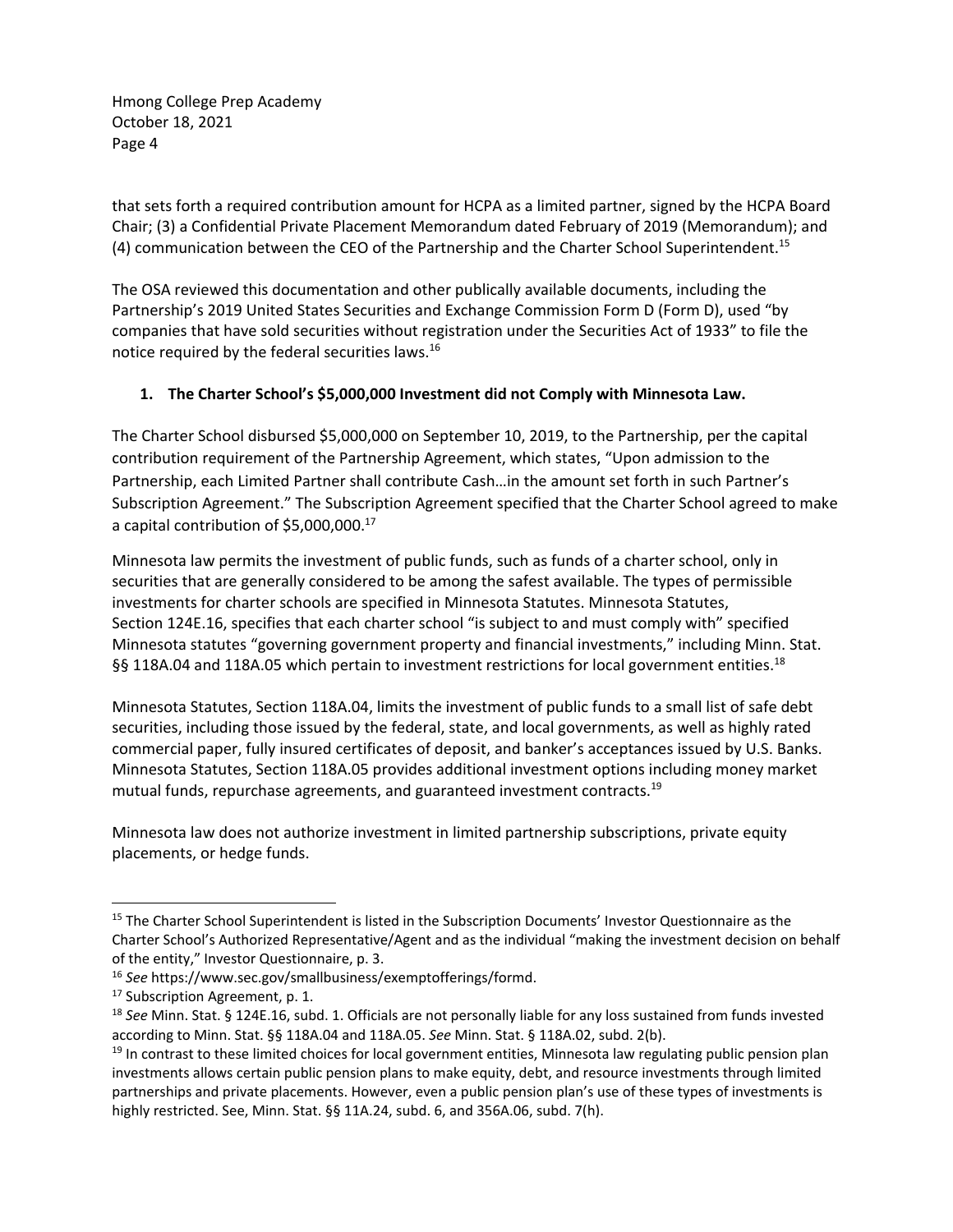that sets forth a required contribution amount for HCPA as a limited partner, signed by the HCPA Board Chair; (3) a Confidential Private Placement Memorandum dated February of 2019 (Memorandum); and (4) communication between the CEO of the Partnership and the Charter School Superintendent.[15]

The OSA reviewed this documentation and other publically available documents, including the Partnership's 2019 United States Securities and Exchange Commission Form D (Form D), used "by companies that have sold securities without registration under the Securities Act of 1933" to file the notice required by the federal securities laws.[16]

## 1. The Charter School's $5,000,000 Investment did not Comply with Minnesota Law.

The Charter School disbursed $5,000,000 on September 10, 2019, to the Partnership, per the capital contribution requirement of the Partnership Agreement, which states, "Upon admission to the Partnership, each Limited Partner shall contribute Cash…in the amount set forth in such Partner's Subscription Agreement." The Subscription Agreement specified that the Charter School agreed to make a capital contribution of $5,000,000.[17]

Minnesota law permits the investment of public funds, such as funds of a charter school, only in securities that are generally considered to be among the safest available. The types of permissible investments for charter schools are specified in Minnesota Statutes. Minnesota Statutes, Section 124E.16, specifies that each charter school "is subject to and must comply with" specified Minnesota statutes "governing government property and financial investments," including Minn. Stat. §§ 118A.04 and 118A.05 which pertain to investment restrictions for local government entities.[18]

Minnesota Statutes, Section 118A.04, limits the investment of public funds to a small list of safe debt securities, including those issued by the federal, state, and local governments, as well as highly rated commercial paper, fully insured certificates of deposit, and banker's acceptances issued by U.S. Banks. Minnesota Statutes, Section 118A.05 provides additional investment options including money market mutual funds, repurchase agreements, and guaranteed investment contracts.[19]

Minnesota law does not authorize investment in limited partnership subscriptions, private equity placements, or hedge funds.

---

[15] The Charter School Superintendent is listed in the Subscription Documents' Investor Questionnaire as the Charter School's Authorized Representative/Agent and as the individual "making the investment decision on behalf of the entity," Investor Questionnaire, p. 3.

[16] *See* https://www.sec.gov/smallbusiness/exemptofferings/formd.

[17] Subscription Agreement, p. 1.

[18] *See* Minn. Stat. § 124E.16, subd. 1. Officials are not personally liable for any loss sustained from funds invested according to Minn. Stat. §§ 118A.04 and 118A.05. *See* Minn. Stat. § 118A.02, subd. 2(b).

[19] In contrast to these limited choices for local government entities, Minnesota law regulating public pension plan investments allows certain public pension plans to make equity, debt, and resource investments through limited partnerships and private placements. However, even a public pension plan's use of these types of investments is highly restricted. See, Minn. Stat. §§ 11A.24, subd. 6, and 356A.06, subd. 7(h).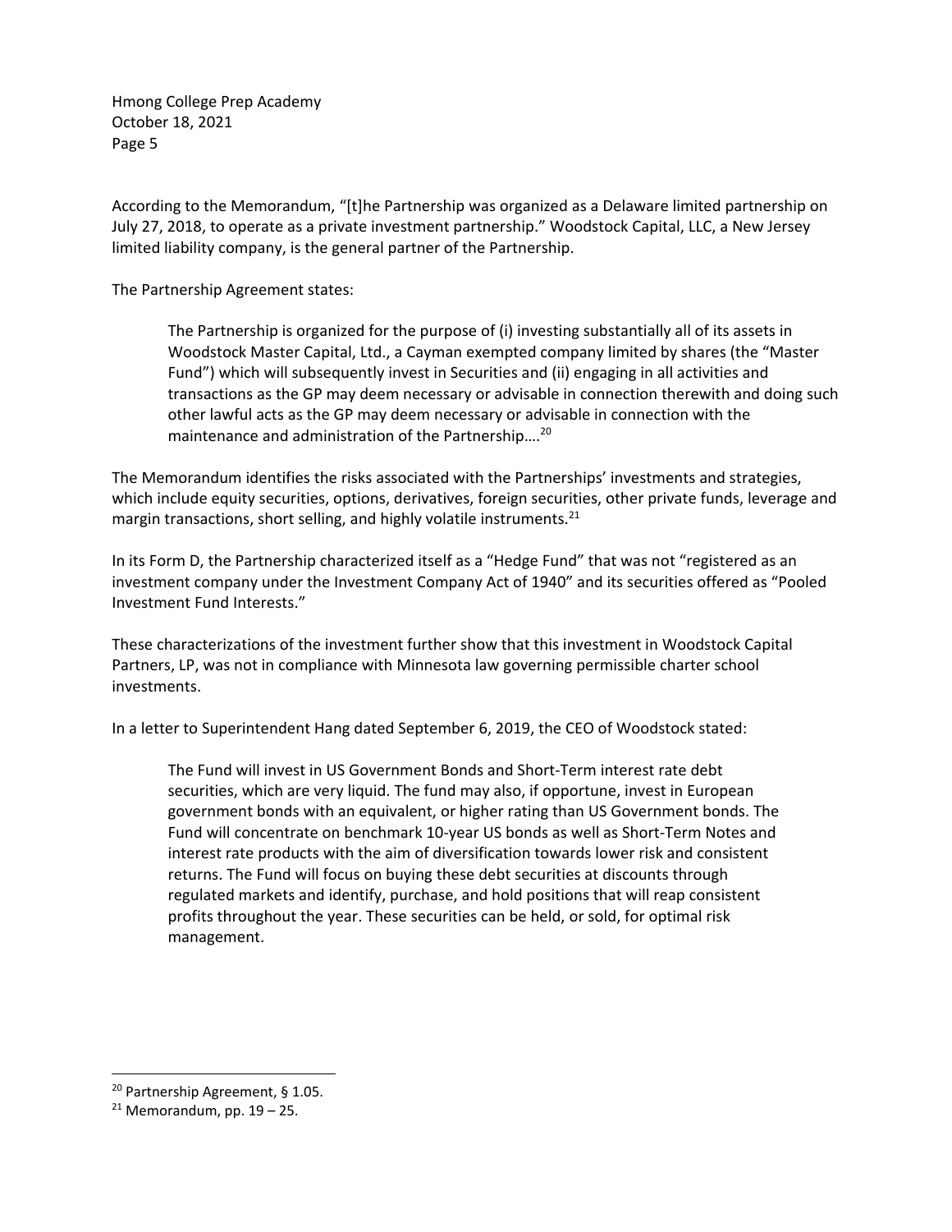According to the Memorandum, "[t]he Partnership was organized as a Delaware limited partnership on July 27, 2018, to operate as a private investment partnership." Woodstock Capital, LLC, a New Jersey limited liability company, is the general partner of the Partnership.

The Partnership Agreement states:

> The Partnership is organized for the purpose of (i) investing substantially all of its assets in Woodstock Master Capital, Ltd., a Cayman exempted company limited by shares (the "Master Fund") which will subsequently invest in Securities and (ii) engaging in all activities and transactions as the GP may deem necessary or advisable in connection therewith and doing such other lawful acts as the GP may deem necessary or advisable in connection with the maintenance and administration of the Partnership….[20]

The Memorandum identifies the risks associated with the Partnerships' investments and strategies, which include equity securities, options, derivatives, foreign securities, other private funds, leverage and margin transactions, short selling, and highly volatile instruments.[21]

In its Form D, the Partnership characterized itself as a "Hedge Fund" that was not "registered as an investment company under the Investment Company Act of 1940" and its securities offered as "Pooled Investment Fund Interests."

These characterizations of the investment further show that this investment in Woodstock Capital Partners, LP, was not in compliance with Minnesota law governing permissible charter school investments.

In a letter to Superintendent Hang dated September 6, 2019, the CEO of Woodstock stated:

> The Fund will invest in US Government Bonds and Short-Term interest rate debt securities, which are very liquid. The fund may also, if opportune, invest in European government bonds with an equivalent, or higher rating than US Government bonds. The Fund will concentrate on benchmark 10-year US bonds as well as Short-Term Notes and interest rate products with the aim of diversification towards lower risk and consistent returns. The Fund will focus on buying these debt securities at discounts through regulated markets and identify, purchase, and hold positions that will reap consistent profits throughout the year. These securities can be held, or sold, for optimal risk management.

---

[20] Partnership Agreement, § 1.05.

[21] Memorandum, pp. 19 – 25.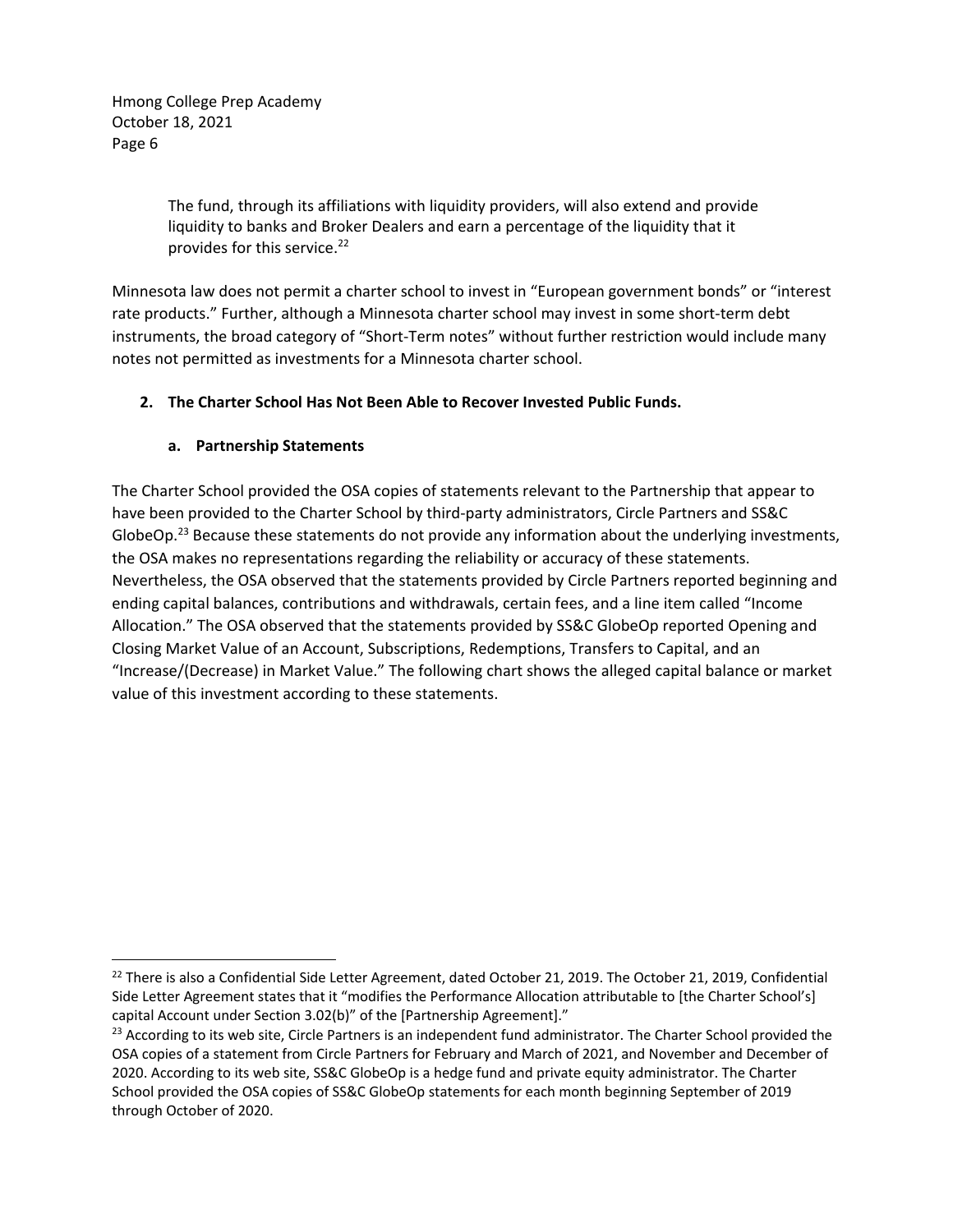> The fund, through its affiliations with liquidity providers, will also extend and provide liquidity to banks and Broker Dealers and earn a percentage of the liquidity that it provides for this service.[22]

Minnesota law does not permit a charter school to invest in "European government bonds" or "interest rate products." Further, although a Minnesota charter school may invest in some short-term debt instruments, the broad category of "Short-Term notes" without further restriction would include many notes not permitted as investments for a Minnesota charter school.

## 2. The Charter School Has Not Been Able to Recover Invested Public Funds.

### a. Partnership Statements

The Charter School provided the OSA copies of statements relevant to the Partnership that appear to have been provided to the Charter School by third-party administrators, Circle Partners and SS&C GlobeOp.[23] Because these statements do not provide any information about the underlying investments, the OSA makes no representations regarding the reliability or accuracy of these statements. Nevertheless, the OSA observed that the statements provided by Circle Partners reported beginning and ending capital balances, contributions and withdrawals, certain fees, and a line item called "Income Allocation." The OSA observed that the statements provided by SS&C GlobeOp reported Opening and Closing Market Value of an Account, Subscriptions, Redemptions, Transfers to Capital, and an "Increase/(Decrease) in Market Value." The following chart shows the alleged capital balance or market value of this investment according to these statements.

---

[22] There is also a Confidential Side Letter Agreement, dated October 21, 2019. The October 21, 2019, Confidential Side Letter Agreement states that it "modifies the Performance Allocation attributable to [the Charter School's] capital Account under Section 3.02(b)" of the [Partnership Agreement]."

[23] According to its web site, Circle Partners is an independent fund administrator. The Charter School provided the OSA copies of a statement from Circle Partners for February and March of 2021, and November and December of 2020. According to its web site, SS&C GlobeOp is a hedge fund and private equity administrator. The Charter School provided the OSA copies of SS&C GlobeOp statements for each month beginning September of 2019 through October of 2020.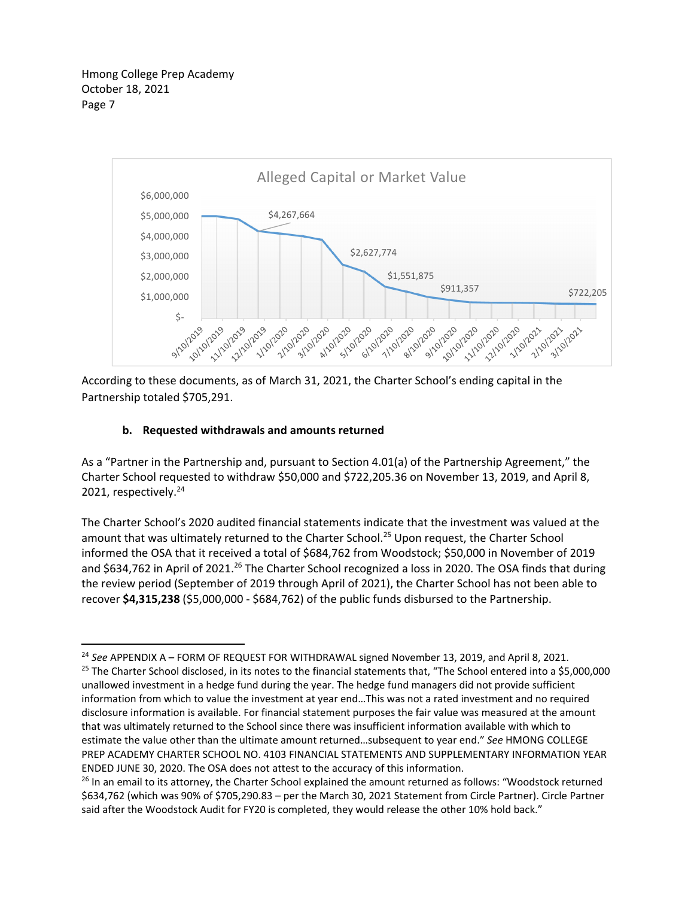According to these documents, as of March 31, 2021, the Charter School's ending capital in the Partnership totaled $705,291.

### b. Requested withdrawals and amounts returned

As a "Partner in the Partnership and, pursuant to Section 4.01(a) of the Partnership Agreement," the Charter School requested to withdraw $50,000 and $722,205.36 on November 13, 2019, and April 8, 2021, respectively.[24]

The Charter School's 2020 audited financial statements indicate that the investment was valued at the amount that was ultimately returned to the Charter School.[25] Upon request, the Charter School informed the OSA that it received a total of $684,762 from Woodstock; $50,000 in November of 2019 and $634,762 in April of 2021.[26] The Charter School recognized a loss in 2020. The OSA finds that during the review period (September of 2019 through April of 2021), the Charter School has not been able to recover **$4,315,238** ($5,000,000 - $684,762) of the public funds disbursed to the Partnership.

---

[24] *See* APPENDIX A – FORM OF REQUEST FOR WITHDRAWAL signed November 13, 2019, and April 8, 2021.

[25] The Charter School disclosed, in its notes to the financial statements that, "The School entered into a $5,000,000 unallowed investment in a hedge fund during the year. The hedge fund managers did not provide sufficient information from which to value the investment at year end…This was not a rated investment and no required disclosure information is available. For financial statement purposes the fair value was measured at the amount that was ultimately returned to the School since there was insufficient information available with which to estimate the value other than the ultimate amount returned…subsequent to year end." *See* HMONG COLLEGE PREP ACADEMY CHARTER SCHOOL NO. 4103 FINANCIAL STATEMENTS AND SUPPLEMENTARY INFORMATION YEAR ENDED JUNE 30, 2020. The OSA does not attest to the accuracy of this information.

[26] In an email to its attorney, the Charter School explained the amount returned as follows: "Woodstock returned $634,762 (which was 90% of $705,290.83 – per the March 30, 2021 Statement from Circle Partner). Circle Partner said after the Woodstock Audit for FY20 is completed, they would release the other 10% hold back."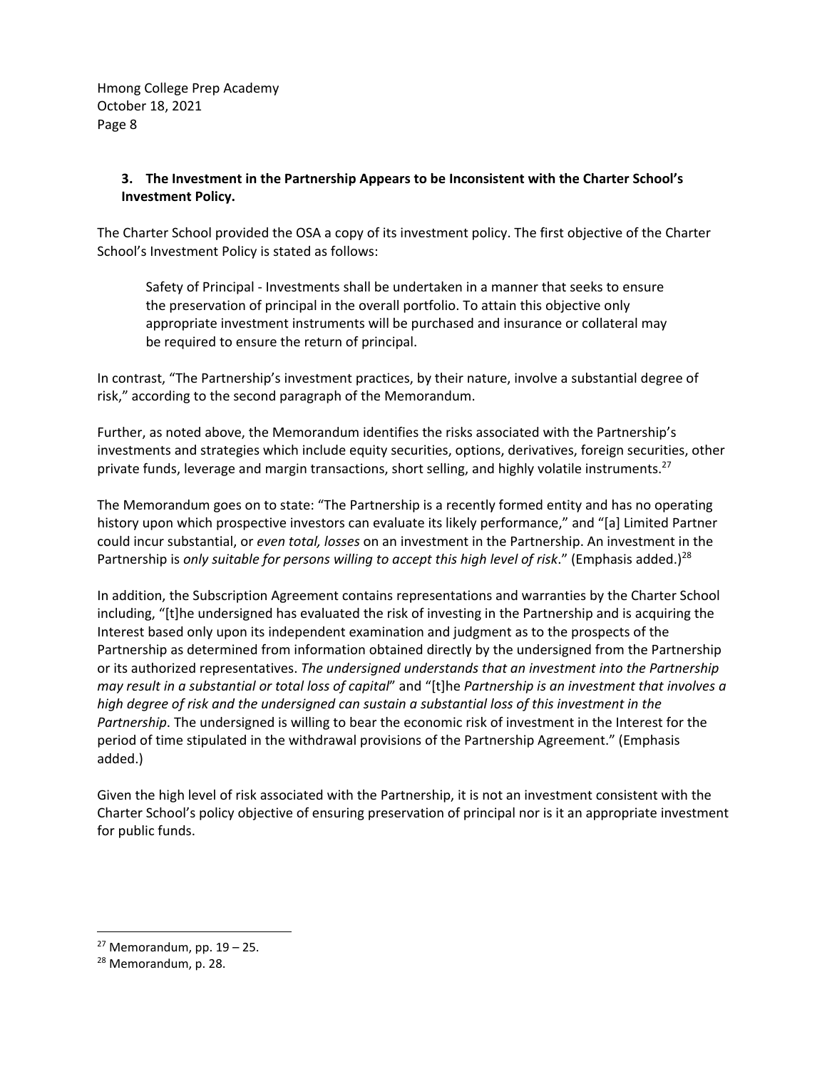### 3. The Investment in the Partnership Appears to be Inconsistent with the Charter School's Investment Policy.

The Charter School provided the OSA a copy of its investment policy. The first objective of the Charter School's Investment Policy is stated as follows:

> Safety of Principal - Investments shall be undertaken in a manner that seeks to ensure the preservation of principal in the overall portfolio. To attain this objective only appropriate investment instruments will be purchased and insurance or collateral may be required to ensure the return of principal.

In contrast, "The Partnership's investment practices, by their nature, involve a substantial degree of risk," according to the second paragraph of the Memorandum.

Further, as noted above, the Memorandum identifies the risks associated with the Partnership's investments and strategies which include equity securities, options, derivatives, foreign securities, other private funds, leverage and margin transactions, short selling, and highly volatile instruments.[27]

The Memorandum goes on to state: "The Partnership is a recently formed entity and has no operating history upon which prospective investors can evaluate its likely performance," and "[a] Limited Partner could incur substantial, or *even total, losses* on an investment in the Partnership. An investment in the Partnership is *only suitable for persons willing to accept this high level of risk*." (Emphasis added.)[28]

In addition, the Subscription Agreement contains representations and warranties by the Charter School including, "[t]he undersigned has evaluated the risk of investing in the Partnership and is acquiring the Interest based only upon its independent examination and judgment as to the prospects of the Partnership as determined from information obtained directly by the undersigned from the Partnership or its authorized representatives. *The undersigned understands that an investment into the Partnership may result in a substantial or total loss of capital*" and "[t]he *Partnership is an investment that involves a high degree of risk and the undersigned can sustain a substantial loss of this investment in the Partnership*. The undersigned is willing to bear the economic risk of investment in the Interest for the period of time stipulated in the withdrawal provisions of the Partnership Agreement." (Emphasis added.)

Given the high level of risk associated with the Partnership, it is not an investment consistent with the Charter School's policy objective of ensuring preservation of principal nor is it an appropriate investment for public funds.

---

[27] Memorandum, pp. 19 – 25.

[28] Memorandum, p. 28.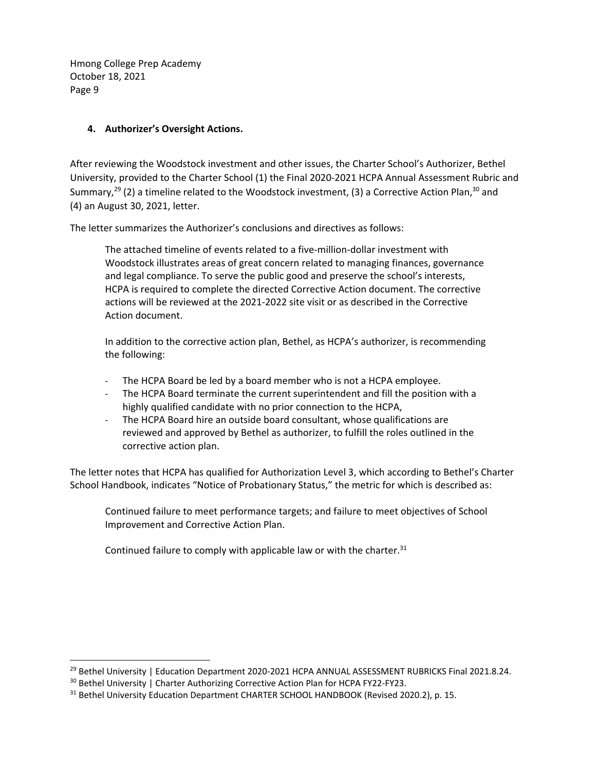### 4. Authorizer's Oversight Actions.

After reviewing the Woodstock investment and other issues, the Charter School's Authorizer, Bethel University, provided to the Charter School (1) the Final 2020-2021 HCPA Annual Assessment Rubric and Summary,[29] (2) a timeline related to the Woodstock investment, (3) a Corrective Action Plan,[30] and (4) an August 30, 2021, letter.

The letter summarizes the Authorizer's conclusions and directives as follows:

> The attached timeline of events related to a five-million-dollar investment with Woodstock illustrates areas of great concern related to managing finances, governance and legal compliance. To serve the public good and preserve the school's interests, HCPA is required to complete the directed Corrective Action document. The corrective actions will be reviewed at the 2021-2022 site visit or as described in the Corrective Action document.
>
> In addition to the corrective action plan, Bethel, as HCPA's authorizer, is recommending the following:
>
> - The HCPA Board be led by a board member who is not a HCPA employee.
> - The HCPA Board terminate the current superintendent and fill the position with a highly qualified candidate with no prior connection to the HCPA,
> - The HCPA Board hire an outside board consultant, whose qualifications are reviewed and approved by Bethel as authorizer, to fulfill the roles outlined in the corrective action plan.

The letter notes that HCPA has qualified for Authorization Level 3, which according to Bethel's Charter School Handbook, indicates "Notice of Probationary Status," the metric for which is described as:

> Continued failure to meet performance targets; and failure to meet objectives of School Improvement and Corrective Action Plan.
>
> Continued failure to comply with applicable law or with the charter.[31]

---

[29] Bethel University | Education Department 2020-2021 HCPA ANNUAL ASSESSMENT RUBRICKS Final 2021.8.24.

[30] Bethel University | Charter Authorizing Corrective Action Plan for HCPA FY22-FY23.

[31] Bethel University Education Department CHARTER SCHOOL HANDBOOK (Revised 2020.2), p. 15.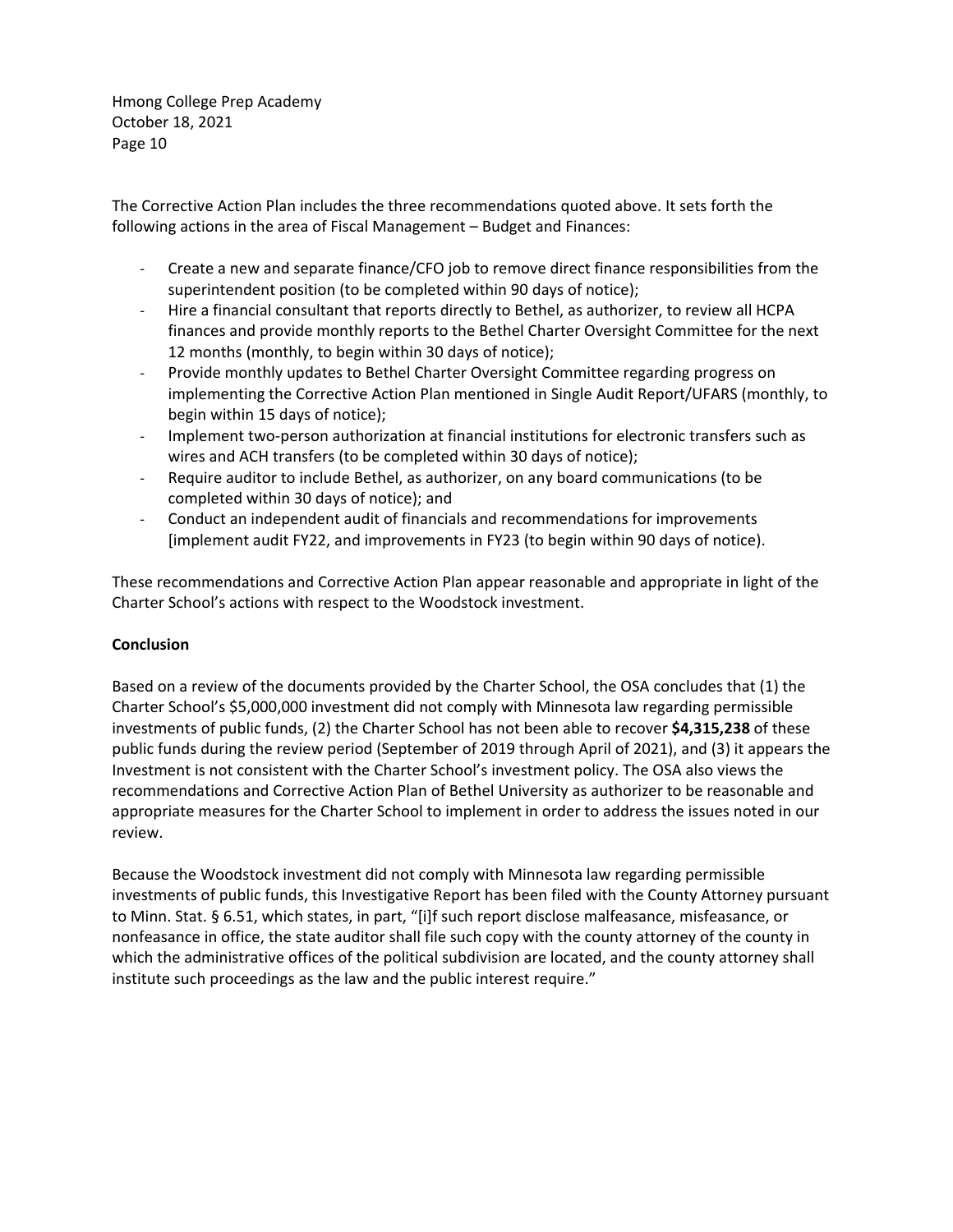The Corrective Action Plan includes the three recommendations quoted above. It sets forth the following actions in the area of Fiscal Management – Budget and Finances:

- Create a new and separate finance/CFO job to remove direct finance responsibilities from the superintendent position (to be completed within 90 days of notice);
- Hire a financial consultant that reports directly to Bethel, as authorizer, to review all HCPA finances and provide monthly reports to the Bethel Charter Oversight Committee for the next 12 months (monthly, to begin within 30 days of notice);
- Provide monthly updates to Bethel Charter Oversight Committee regarding progress on implementing the Corrective Action Plan mentioned in Single Audit Report/UFARS (monthly, to begin within 15 days of notice);
- Implement two-person authorization at financial institutions for electronic transfers such as wires and ACH transfers (to be completed within 30 days of notice);
- Require auditor to include Bethel, as authorizer, on any board communications (to be completed within 30 days of notice); and
- Conduct an independent audit of financials and recommendations for improvements [implement audit FY22, and improvements in FY23 (to begin within 90 days of notice).

These recommendations and Corrective Action Plan appear reasonable and appropriate in light of the Charter School's actions with respect to the Woodstock investment.

**Conclusion**

Based on a review of the documents provided by the Charter School, the OSA concludes that (1) the Charter School's $5,000,000 investment did not comply with Minnesota law regarding permissible investments of public funds, (2) the Charter School has not been able to recover **$4,315,238** of these public funds during the review period (September of 2019 through April of 2021), and (3) it appears the Investment is not consistent with the Charter School's investment policy. The OSA also views the recommendations and Corrective Action Plan of Bethel University as authorizer to be reasonable and appropriate measures for the Charter School to implement in order to address the issues noted in our review.

Because the Woodstock investment did not comply with Minnesota law regarding permissible investments of public funds, this Investigative Report has been filed with the County Attorney pursuant to Minn. Stat. § 6.51, which states, in part, "[i]f such report disclose malfeasance, misfeasance, or nonfeasance in office, the state auditor shall file such copy with the county attorney of the county in which the administrative offices of the political subdivision are located, and the county attorney shall institute such proceedings as the law and the public interest require."